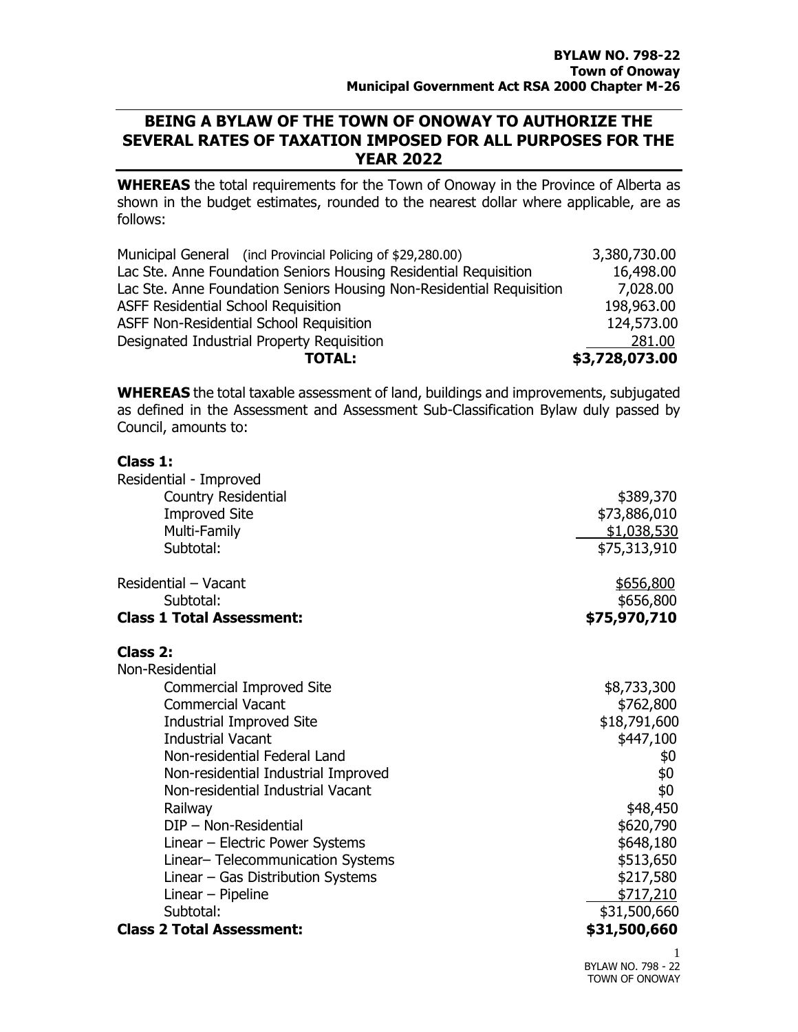**BYLAW NO. 798-22**
**Town of Onoway**
**Municipal Government Act RSA 2000 Chapter M-26**

# BEING A BYLAW OF THE TOWN OF ONOWAY TO AUTHORIZE THE SEVERAL RATES OF TAXATION IMPOSED FOR ALL PURPOSES FOR THE YEAR 2022

**WHEREAS** the total requirements for the Town of Onoway in the Province of Alberta as shown in the budget estimates, rounded to the nearest dollar where applicable, are as follows:

| | |
|---|---:|
| Municipal General (incl Provincial Policing of $29,280.00) | 3,380,730.00 |
| Lac Ste. Anne Foundation Seniors Housing Residential Requisition | 16,498.00 |
| Lac Ste. Anne Foundation Seniors Housing Non-Residential Requisition | 7,028.00 |
| ASFF Residential School Requisition | 198,963.00 |
| ASFF Non-Residential School Requisition | 124,573.00 |
| Designated Industrial Property Requisition | 281.00 |
| **TOTAL:** | **$3,728,073.00** |

**WHEREAS** the total taxable assessment of land, buildings and improvements, subjugated as defined in the Assessment and Assessment Sub-Classification Bylaw duly passed by Council, amounts to:

**Class 1:**

| | |
|---|---:|
| Residential - Improved | |
| Country Residential | $389,370 |
| Improved Site | $73,886,010 |
| Multi-Family | $1,038,530 |
| Subtotal: | $75,313,910 |
| | |
| Residential – Vacant | $656,800 |
| Subtotal: | $656,800 |
| **Class 1 Total Assessment:** | **$75,970,710** |

**Class 2:**

| | |
|---|---:|
| Non-Residential | |
| Commercial Improved Site | $8,733,300 |
| Commercial Vacant | $762,800 |
| Industrial Improved Site | $18,791,600 |
| Industrial Vacant | $447,100 |
| Non-residential Federal Land | $0 |
| Non-residential Industrial Improved | $0 |
| Non-residential Industrial Vacant | $0 |
| Railway | $48,450 |
| DIP – Non-Residential | $620,790 |
| Linear – Electric Power Systems | $648,180 |
| Linear– Telecommunication Systems | $513,650 |
| Linear – Gas Distribution Systems | $217,580 |
| Linear – Pipeline | $717,210 |
| Subtotal: | $31,500,660 |
| **Class 2 Total Assessment:** | **$31,500,660** |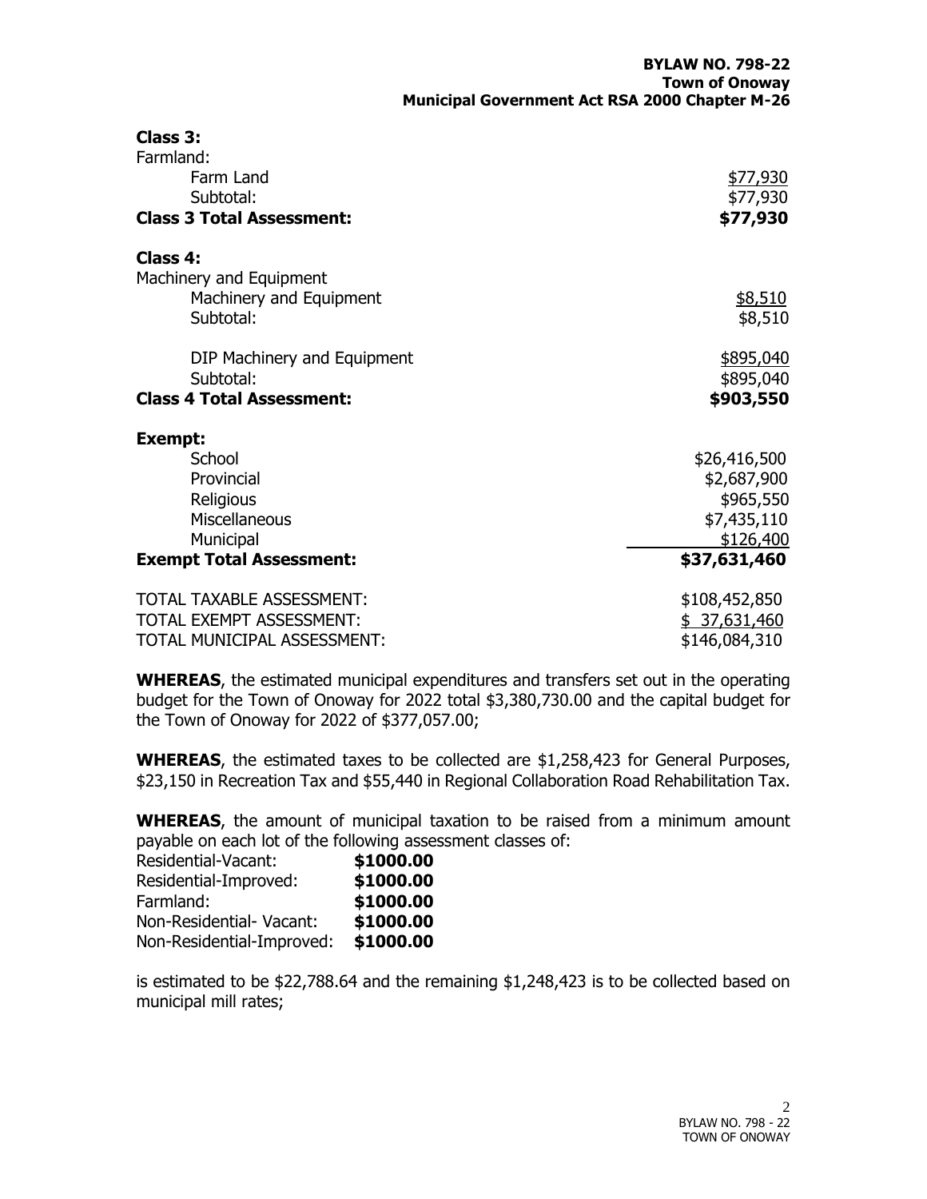**Class 3:**

| | |
|---|---|
| Farmland: | |
| Farm Land | $77,930 |
| Subtotal: | $77,930 |
| **Class 3 Total Assessment:** | **$77,930** |

**Class 4:**

| | |
|---|---|
| Machinery and Equipment | |
| Machinery and Equipment | $8,510 |
| Subtotal: | $8,510 |
| DIP Machinery and Equipment | $895,040 |
| Subtotal: | $895,040 |
| **Class 4 Total Assessment:** | **$903,550** |

**Exempt:**

| | |
|---|---|
| School | $26,416,500 |
| Provincial | $2,687,900 |
| Religious | $965,550 |
| Miscellaneous | $7,435,110 |
| Municipal | $126,400 |
| **Exempt Total Assessment:** | **$37,631,460** |

| | |
|---|---|
| TOTAL TAXABLE ASSESSMENT: | $108,452,850 |
| TOTAL EXEMPT ASSESSMENT: | $ 37,631,460 |
| TOTAL MUNICIPAL ASSESSMENT: | $146,084,310 |

**WHEREAS**, the estimated municipal expenditures and transfers set out in the operating budget for the Town of Onoway for 2022 total $3,380,730.00 and the capital budget for the Town of Onoway for 2022 of $377,057.00;

**WHEREAS**, the estimated taxes to be collected are $1,258,423 for General Purposes, $23,150 in Recreation Tax and $55,440 in Regional Collaboration Road Rehabilitation Tax.

**WHEREAS**, the amount of municipal taxation to be raised from a minimum amount payable on each lot of the following assessment classes of:

| | |
|---|---|
| Residential-Vacant: | **$1000.00** |
| Residential-Improved: | **$1000.00** |
| Farmland: | **$1000.00** |
| Non-Residential- Vacant: | **$1000.00** |
| Non-Residential-Improved: | **$1000.00** |

is estimated to be $22,788.64 and the remaining $1,248,423 is to be collected based on municipal mill rates;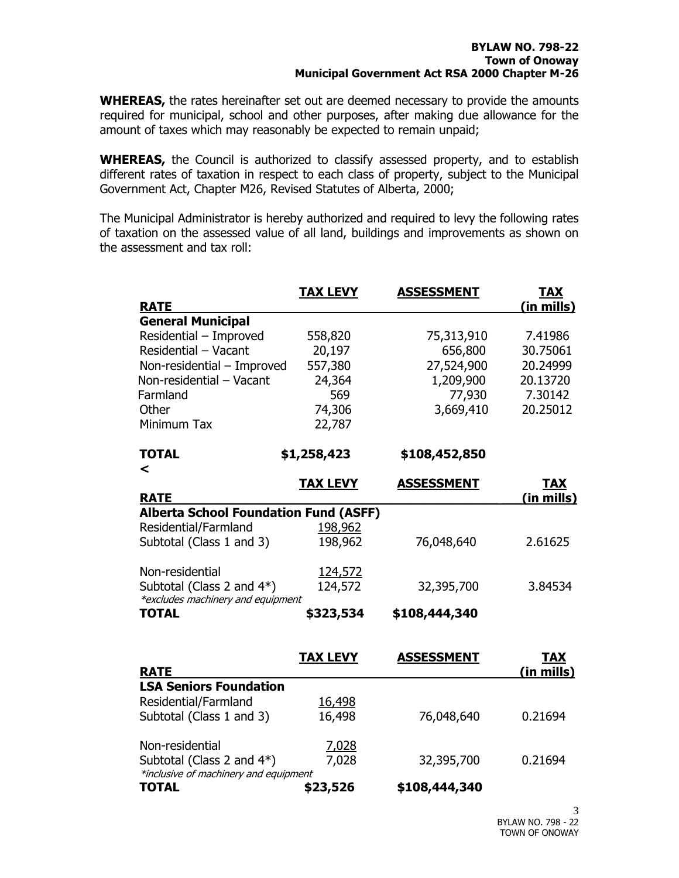**BYLAW NO. 798-22**
**Town of Onoway**
**Municipal Government Act RSA 2000 Chapter M-26**

**WHEREAS,** the rates hereinafter set out are deemed necessary to provide the amounts required for municipal, school and other purposes, after making due allowance for the amount of taxes which may reasonably be expected to remain unpaid;

**WHEREAS,** the Council is authorized to classify assessed property, and to establish different rates of taxation in respect to each class of property, subject to the Municipal Government Act, Chapter M26, Revised Statutes of Alberta, 2000;

The Municipal Administrator is hereby authorized and required to levy the following rates of taxation on the assessed value of all land, buildings and improvements as shown on the assessment and tax roll:

| RATE | TAX LEVY | ASSESSMENT | TAX (in mills) |
|---|---|---|---|
| **General Municipal** | | | |
| Residential – Improved | 558,820 | 75,313,910 | 7.41986 |
| Residential – Vacant | 20,197 | 656,800 | 30.75061 |
| Non-residential – Improved | 557,380 | 27,524,900 | 20.24999 |
| Non-residential – Vacant | 24,364 | 1,209,900 | 20.13720 |
| Farmland | 569 | 77,930 | 7.30142 |
| Other | 74,306 | 3,669,410 | 20.25012 |
| Minimum Tax | 22,787 | | |
| **TOTAL** | **$1,258,423** | **$108,452,850** | |

<

| RATE | TAX LEVY | ASSESSMENT | TAX (in mills) |
|---|---|---|---|
| **Alberta School Foundation Fund (ASFF)** | | | |
| Residential/Farmland | 198,962 | | |
| Subtotal (Class 1 and 3) | 198,962 | 76,048,640 | 2.61625 |
| Non-residential | 124,572 | | |
| Subtotal (Class 2 and 4*) | 124,572 | 32,395,700 | 3.84534 |
| *excludes machinery and equipment* | | | |
| **TOTAL** | **$323,534** | **$108,444,340** | |

| RATE | TAX LEVY | ASSESSMENT | TAX (in mills) |
|---|---|---|---|
| **LSA Seniors Foundation** | | | |
| Residential/Farmland | 16,498 | | |
| Subtotal (Class 1 and 3) | 16,498 | 76,048,640 | 0.21694 |
| Non-residential | 7,028 | | |
| Subtotal (Class 2 and 4*) | 7,028 | 32,395,700 | 0.21694 |
| *inclusive of machinery and equipment* | | | |
| **TOTAL** | **$23,526** | **$108,444,340** | |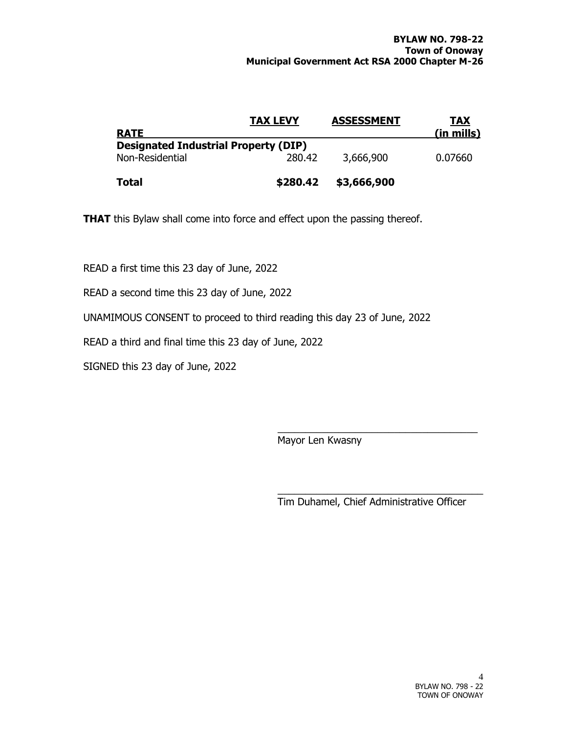| RATE | TAX LEVY | ASSESSMENT | TAX (in mills) |
|---|---|---|---|
| **Designated Industrial Property (DIP)** | | | |
| Non-Residential | 280.42 | 3,666,900 | 0.07660 |
| **Total** | **$280.42** | **$3,666,900** | |

**THAT** this Bylaw shall come into force and effect upon the passing thereof.

READ a first time this 23 day of June, 2022

READ a second time this 23 day of June, 2022

UNAMIMOUS CONSENT to proceed to third reading this day 23 of June, 2022

READ a third and final time this 23 day of June, 2022

SIGNED this 23 day of June, 2022

\_\_\_\_\_\_\_\_\_\_\_\_\_\_\_\_\_\_\_\_\_\_\_\_\_\_\_\_\_\_\_\_\_\_\_\_

Mayor Len Kwasny

\_\_\_\_\_\_\_\_\_\_\_\_\_\_\_\_\_\_\_\_\_\_\_\_\_\_\_\_\_\_\_\_\_\_\_\_

Tim Duhamel, Chief Administrative Officer